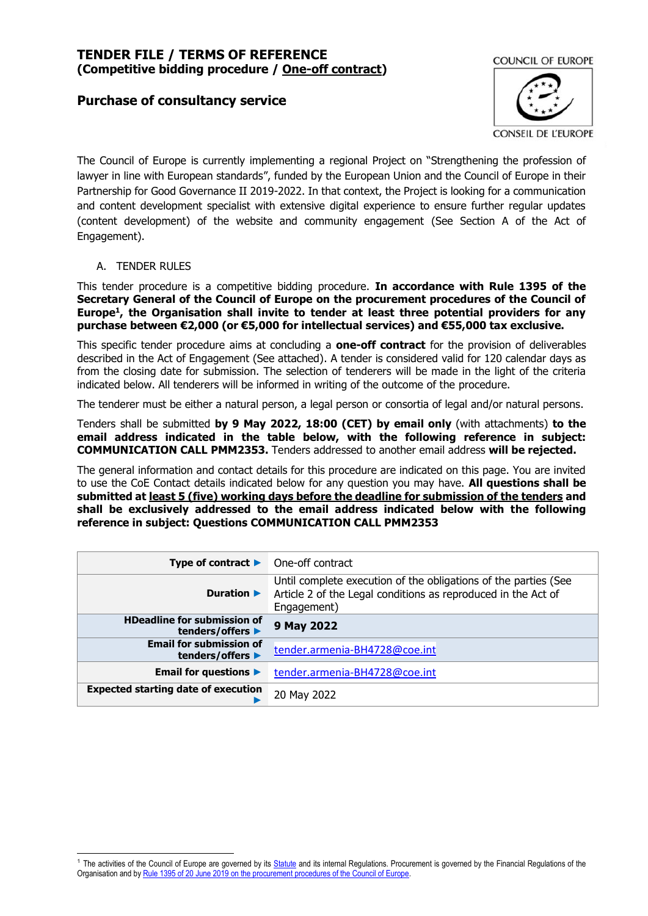# TENDER FILE / TERMS OF REFERENCE
## (Competitive bidding procedure / One-off contract)

## Purchase of consultancy service

COUNCIL OF EUROPE

CONSEIL DE L'EUROPE

The Council of Europe is currently implementing a regional Project on "Strengthening the profession of lawyer in line with European standards", funded by the European Union and the Council of Europe in their Partnership for Good Governance II 2019-2022. In that context, the Project is looking for a communication and content development specialist with extensive digital experience to ensure further regular updates (content development) of the website and community engagement (See Section A of the Act of Engagement).

A. TENDER RULES

This tender procedure is a competitive bidding procedure. **In accordance with Rule 1395 of the Secretary General of the Council of Europe on the procurement procedures of the Council of Europe[1], the Organisation shall invite to tender at least three potential providers for any purchase between €2,000 (or €5,000 for intellectual services) and €55,000 tax exclusive.**

This specific tender procedure aims at concluding a **one-off contract** for the provision of deliverables described in the Act of Engagement (See attached). A tender is considered valid for 120 calendar days as from the closing date for submission. The selection of tenderers will be made in the light of the criteria indicated below. All tenderers will be informed in writing of the outcome of the procedure.

The tenderer must be either a natural person, a legal person or consortia of legal and/or natural persons.

Tenders shall be submitted **by 9 May 2022, 18:00 (CET) by email only** (with attachments) **to the email address indicated in the table below, with the following reference in subject: COMMUNICATION CALL PMM2353.** Tenders addressed to another email address **will be rejected.**

The general information and contact details for this procedure are indicated on this page. You are invited to use the CoE Contact details indicated below for any question you may have. **All questions shall be submitted at least 5 (five) working days before the deadline for submission of the tenders and shall be exclusively addressed to the email address indicated below with the following reference in subject: Questions COMMUNICATION CALL PMM2353**

| | |
|---|---|
| **Type of contract ▶** | One-off contract |
| **Duration ▶** | Until complete execution of the obligations of the parties (See Article 2 of the Legal conditions as reproduced in the Act of Engagement) |
| **HDeadline for submission of tenders/offers ▶** | **9 May 2022** |
| **Email for submission of tenders/offers ▶** | tender.armenia-BH4728@coe.int |
| **Email for questions ▶** | tender.armenia-BH4728@coe.int |
| **Expected starting date of execution ▶** | 20 May 2022 |

[1] The activities of the Council of Europe are governed by its Statute and its internal Regulations. Procurement is governed by the Financial Regulations of the Organisation and by Rule 1395 of 20 June 2019 on the procurement procedures of the Council of Europe.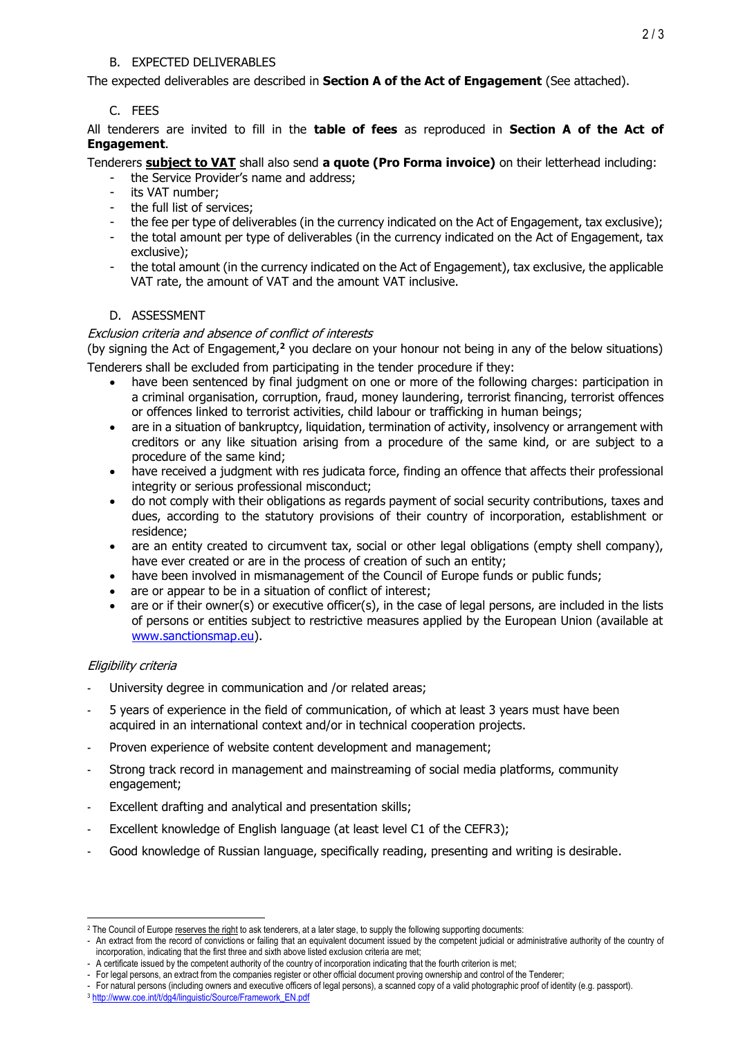## B. EXPECTED DELIVERABLES

The expected deliverables are described in **Section A of the Act of Engagement** (See attached).

## C. FEES

All tenderers are invited to fill in the **table of fees** as reproduced in **Section A of the Act of Engagement**.

Tenderers **subject to VAT** shall also send **a quote (Pro Forma invoice)** on their letterhead including:

- the Service Provider's name and address;
- its VAT number;
- the full list of services;
- the fee per type of deliverables (in the currency indicated on the Act of Engagement, tax exclusive);
- the total amount per type of deliverables (in the currency indicated on the Act of Engagement, tax exclusive);
- the total amount (in the currency indicated on the Act of Engagement), tax exclusive, the applicable VAT rate, the amount of VAT and the amount VAT inclusive.

## D. ASSESSMENT

*Exclusion criteria and absence of conflict of interests*

(by signing the Act of Engagement,[2] you declare on your honour not being in any of the below situations)

Tenderers shall be excluded from participating in the tender procedure if they:

- have been sentenced by final judgment on one or more of the following charges: participation in a criminal organisation, corruption, fraud, money laundering, terrorist financing, terrorist offences or offences linked to terrorist activities, child labour or trafficking in human beings;
- are in a situation of bankruptcy, liquidation, termination of activity, insolvency or arrangement with creditors or any like situation arising from a procedure of the same kind, or are subject to a procedure of the same kind;
- have received a judgment with res judicata force, finding an offence that affects their professional integrity or serious professional misconduct;
- do not comply with their obligations as regards payment of social security contributions, taxes and dues, according to the statutory provisions of their country of incorporation, establishment or residence;
- are an entity created to circumvent tax, social or other legal obligations (empty shell company), have ever created or are in the process of creation of such an entity;
- have been involved in mismanagement of the Council of Europe funds or public funds;
- are or appear to be in a situation of conflict of interest;
- are or if their owner(s) or executive officer(s), in the case of legal persons, are included in the lists of persons or entities subject to restrictive measures applied by the European Union (available at www.sanctionsmap.eu).

*Eligibility criteria*

- University degree in communication and /or related areas;
- 5 years of experience in the field of communication, of which at least 3 years must have been acquired in an international context and/or in technical cooperation projects.
- Proven experience of website content development and management;
- Strong track record in management and mainstreaming of social media platforms, community engagement;
- Excellent drafting and analytical and presentation skills;
- Excellent knowledge of English language (at least level C1 of the CEFR3);
- Good knowledge of Russian language, specifically reading, presenting and writing is desirable.

---

[2] The Council of Europe reserves the right to ask tenderers, at a later stage, to supply the following supporting documents:

- An extract from the record of convictions or failing that an equivalent document issued by the competent judicial or administrative authority of the country of incorporation, indicating that the first three and sixth above listed exclusion criteria are met;
- A certificate issued by the competent authority of the country of incorporation indicating that the fourth criterion is met;
- For legal persons, an extract from the companies register or other official document proving ownership and control of the Tenderer;
- For natural persons (including owners and executive officers of legal persons), a scanned copy of a valid photographic proof of identity (e.g. passport).

[3] http://www.coe.int/t/dg4/linguistic/Source/Framework_EN.pdf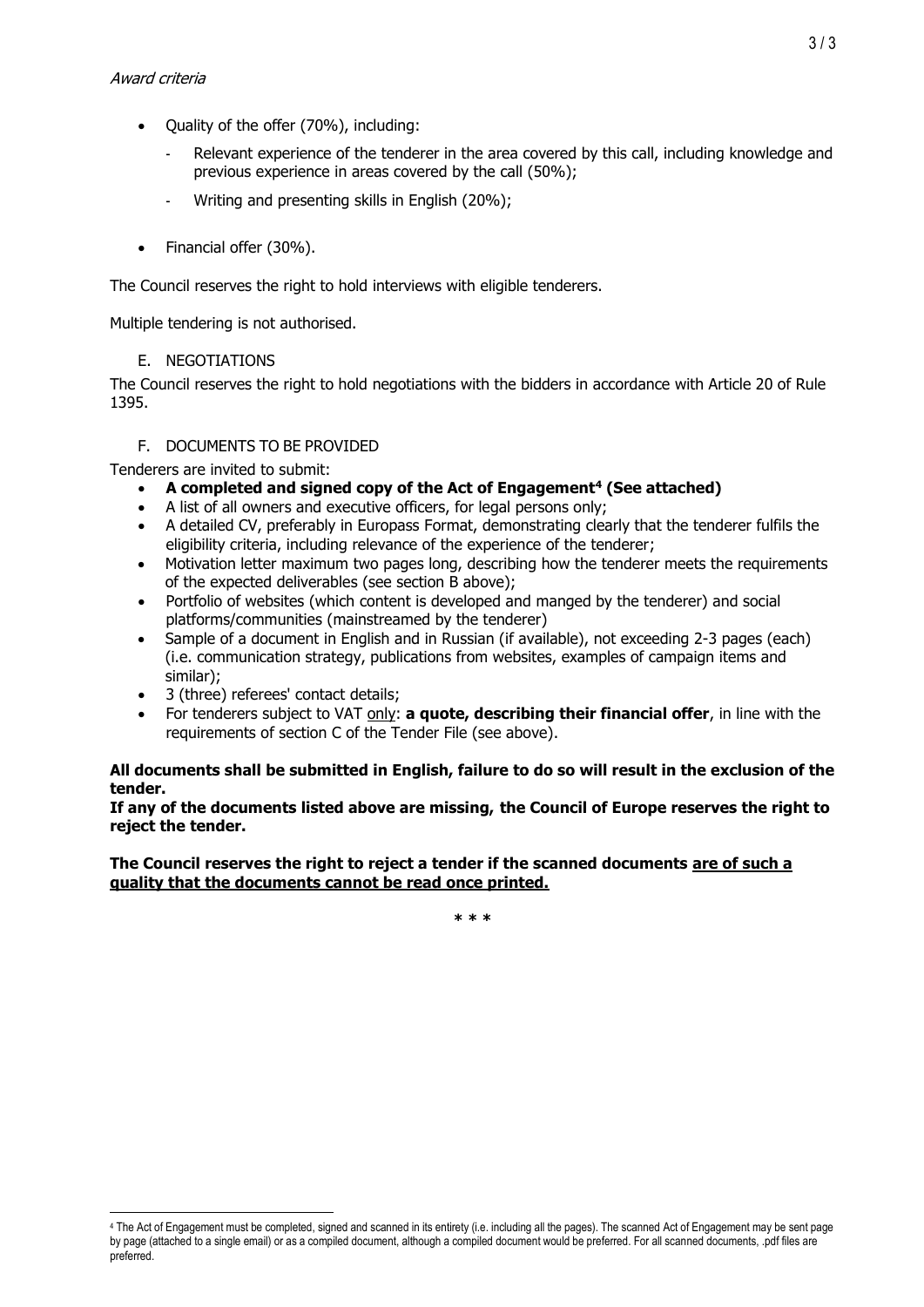*Award criteria*

- Quality of the offer (70%), including:
  - Relevant experience of the tenderer in the area covered by this call, including knowledge and previous experience in areas covered by the call (50%);
  - Writing and presenting skills in English (20%);
- Financial offer (30%).

The Council reserves the right to hold interviews with eligible tenderers.

Multiple tendering is not authorised.

E. NEGOTIATIONS

The Council reserves the right to hold negotiations with the bidders in accordance with Article 20 of Rule 1395.

F. DOCUMENTS TO BE PROVIDED

Tenderers are invited to submit:

- **A completed and signed copy of the Act of Engagement[4] (See attached)**
- A list of all owners and executive officers, for legal persons only;
- A detailed CV, preferably in Europass Format, demonstrating clearly that the tenderer fulfils the eligibility criteria, including relevance of the experience of the tenderer;
- Motivation letter maximum two pages long, describing how the tenderer meets the requirements of the expected deliverables (see section B above);
- Portfolio of websites (which content is developed and manged by the tenderer) and social platforms/communities (mainstreamed by the tenderer)
- Sample of a document in English and in Russian (if available), not exceeding 2-3 pages (each) (i.e. communication strategy, publications from websites, examples of campaign items and similar);
- 3 (three) referees' contact details;
- For tenderers subject to VAT <u>only</u>: **a quote, describing their financial offer**, in line with the requirements of section C of the Tender File (see above).

**All documents shall be submitted in English, failure to do so will result in the exclusion of the tender.**

**If any of the documents listed above are missing, the Council of Europe reserves the right to reject the tender.**

**The Council reserves the right to reject a tender if the scanned documents <u>are of such a quality that the documents cannot be read once printed.</u>**

\* \* \*

[4] The Act of Engagement must be completed, signed and scanned in its entirety (i.e. including all the pages). The scanned Act of Engagement may be sent page by page (attached to a single email) or as a compiled document, although a compiled document would be preferred. For all scanned documents, .pdf files are preferred.